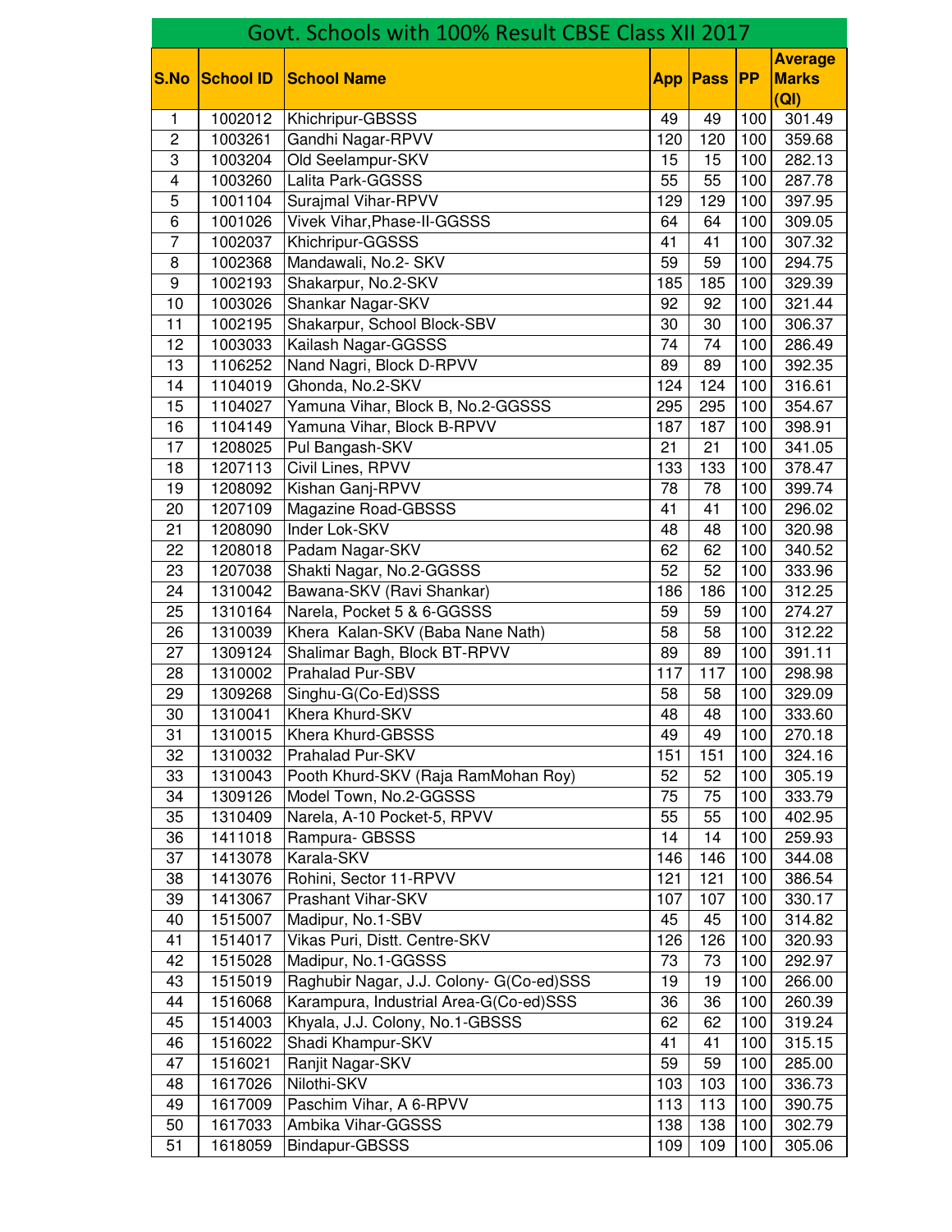# Govt. Schools with 100% Result CBSE Class XII 2017

| S.No | School ID | School Name | App | Pass | PP | Average Marks (QI) |
|---|---|---|---|---|---|---|
| 1 | 1002012 | Khichripur-GBSSS | 49 | 49 | 100 | 301.49 |
| 2 | 1003261 | Gandhi Nagar-RPVV | 120 | 120 | 100 | 359.68 |
| 3 | 1003204 | Old Seelampur-SKV | 15 | 15 | 100 | 282.13 |
| 4 | 1003260 | Lalita Park-GGSSS | 55 | 55 | 100 | 287.78 |
| 5 | 1001104 | Surajmal Vihar-RPVV | 129 | 129 | 100 | 397.95 |
| 6 | 1001026 | Vivek Vihar,Phase-II-GGSSS | 64 | 64 | 100 | 309.05 |
| 7 | 1002037 | Khichripur-GGSSS | 41 | 41 | 100 | 307.32 |
| 8 | 1002368 | Mandawali, No.2- SKV | 59 | 59 | 100 | 294.75 |
| 9 | 1002193 | Shakarpur, No.2-SKV | 185 | 185 | 100 | 329.39 |
| 10 | 1003026 | Shankar Nagar-SKV | 92 | 92 | 100 | 321.44 |
| 11 | 1002195 | Shakarpur, School Block-SBV | 30 | 30 | 100 | 306.37 |
| 12 | 1003033 | Kailash Nagar-GGSSS | 74 | 74 | 100 | 286.49 |
| 13 | 1106252 | Nand Nagri, Block D-RPVV | 89 | 89 | 100 | 392.35 |
| 14 | 1104019 | Ghonda, No.2-SKV | 124 | 124 | 100 | 316.61 |
| 15 | 1104027 | Yamuna Vihar, Block B, No.2-GGSSS | 295 | 295 | 100 | 354.67 |
| 16 | 1104149 | Yamuna Vihar, Block B-RPVV | 187 | 187 | 100 | 398.91 |
| 17 | 1208025 | Pul Bangash-SKV | 21 | 21 | 100 | 341.05 |
| 18 | 1207113 | Civil Lines, RPVV | 133 | 133 | 100 | 378.47 |
| 19 | 1208092 | Kishan Ganj-RPVV | 78 | 78 | 100 | 399.74 |
| 20 | 1207109 | Magazine Road-GBSSS | 41 | 41 | 100 | 296.02 |
| 21 | 1208090 | Inder Lok-SKV | 48 | 48 | 100 | 320.98 |
| 22 | 1208018 | Padam Nagar-SKV | 62 | 62 | 100 | 340.52 |
| 23 | 1207038 | Shakti Nagar, No.2-GGSSS | 52 | 52 | 100 | 333.96 |
| 24 | 1310042 | Bawana-SKV (Ravi Shankar) | 186 | 186 | 100 | 312.25 |
| 25 | 1310164 | Narela, Pocket 5 & 6-GGSSS | 59 | 59 | 100 | 274.27 |
| 26 | 1310039 | Khera  Kalan-SKV (Baba Nane Nath) | 58 | 58 | 100 | 312.22 |
| 27 | 1309124 | Shalimar Bagh, Block BT-RPVV | 89 | 89 | 100 | 391.11 |
| 28 | 1310002 | Prahalad Pur-SBV | 117 | 117 | 100 | 298.98 |
| 29 | 1309268 | Singhu-G(Co-Ed)SSS | 58 | 58 | 100 | 329.09 |
| 30 | 1310041 | Khera Khurd-SKV | 48 | 48 | 100 | 333.60 |
| 31 | 1310015 | Khera Khurd-GBSSS | 49 | 49 | 100 | 270.18 |
| 32 | 1310032 | Prahalad Pur-SKV | 151 | 151 | 100 | 324.16 |
| 33 | 1310043 | Pooth Khurd-SKV (Raja RamMohan Roy) | 52 | 52 | 100 | 305.19 |
| 34 | 1309126 | Model Town, No.2-GGSSS | 75 | 75 | 100 | 333.79 |
| 35 | 1310409 | Narela, A-10 Pocket-5, RPVV | 55 | 55 | 100 | 402.95 |
| 36 | 1411018 | Rampura- GBSSS | 14 | 14 | 100 | 259.93 |
| 37 | 1413078 | Karala-SKV | 146 | 146 | 100 | 344.08 |
| 38 | 1413076 | Rohini, Sector 11-RPVV | 121 | 121 | 100 | 386.54 |
| 39 | 1413067 | Prashant Vihar-SKV | 107 | 107 | 100 | 330.17 |
| 40 | 1515007 | Madipur, No.1-SBV | 45 | 45 | 100 | 314.82 |
| 41 | 1514017 | Vikas Puri, Distt. Centre-SKV | 126 | 126 | 100 | 320.93 |
| 42 | 1515028 | Madipur, No.1-GGSSS | 73 | 73 | 100 | 292.97 |
| 43 | 1515019 | Raghubir Nagar, J.J. Colony- G(Co-ed)SSS | 19 | 19 | 100 | 266.00 |
| 44 | 1516068 | Karampura, Industrial Area-G(Co-ed)SSS | 36 | 36 | 100 | 260.39 |
| 45 | 1514003 | Khyala, J.J. Colony, No.1-GBSSS | 62 | 62 | 100 | 319.24 |
| 46 | 1516022 | Shadi Khampur-SKV | 41 | 41 | 100 | 315.15 |
| 47 | 1516021 | Ranjit Nagar-SKV | 59 | 59 | 100 | 285.00 |
| 48 | 1617026 | Nilothi-SKV | 103 | 103 | 100 | 336.73 |
| 49 | 1617009 | Paschim Vihar, A 6-RPVV | 113 | 113 | 100 | 390.75 |
| 50 | 1617033 | Ambika Vihar-GGSSS | 138 | 138 | 100 | 302.79 |
| 51 | 1618059 | Bindapur-GBSSS | 109 | 109 | 100 | 305.06 |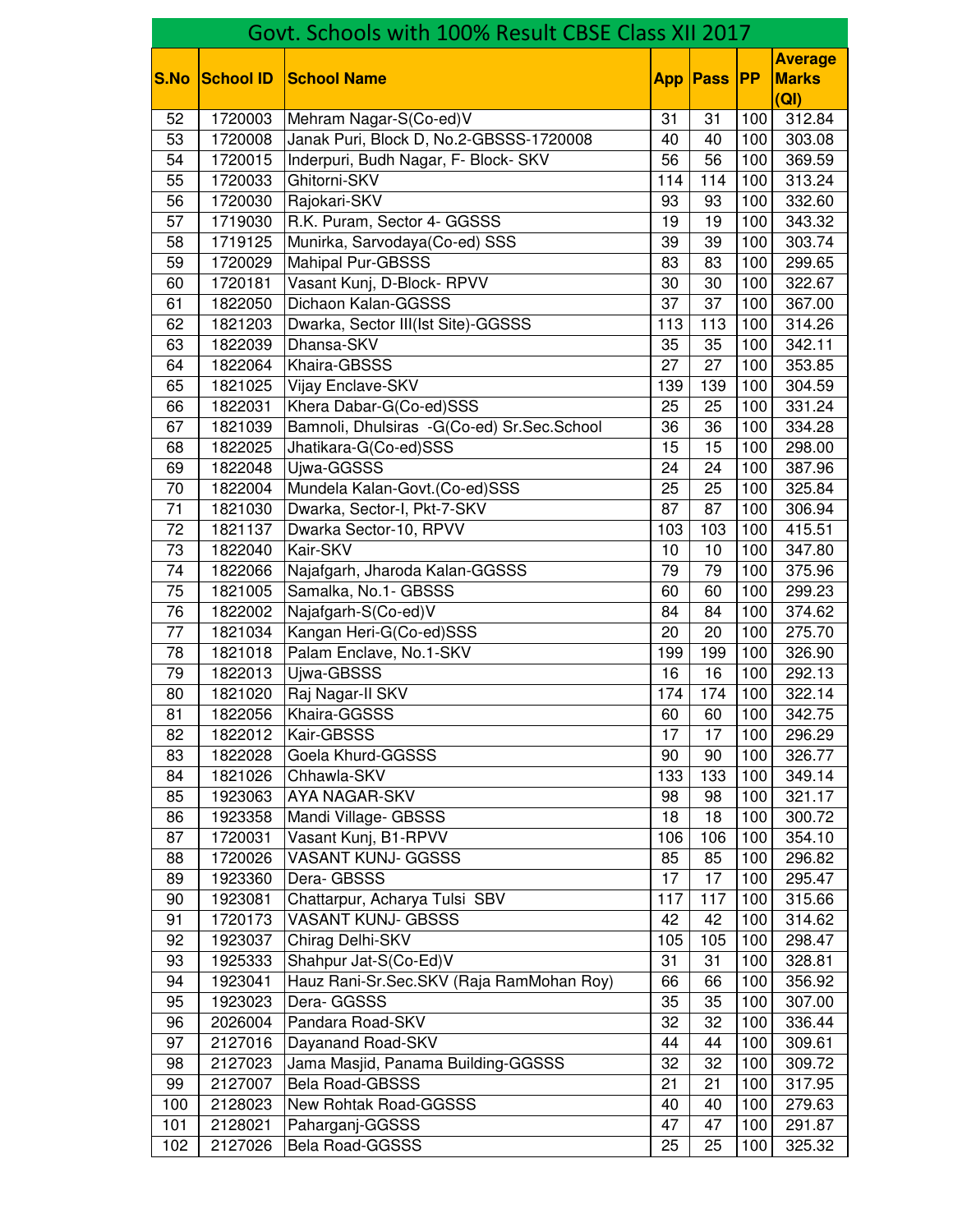# Govt. Schools with 100% Result CBSE Class XII 2017

| S.No | School ID | School Name | App | Pass | PP | Average Marks (QI) |
|---|---|---|---|---|---|---|
| 52 | 1720003 | Mehram Nagar-S(Co-ed)V | 31 | 31 | 100 | 312.84 |
| 53 | 1720008 | Janak Puri, Block D, No.2-GBSSS-1720008 | 40 | 40 | 100 | 303.08 |
| 54 | 1720015 | Inderpuri, Budh Nagar, F- Block- SKV | 56 | 56 | 100 | 369.59 |
| 55 | 1720033 | Ghitorni-SKV | 114 | 114 | 100 | 313.24 |
| 56 | 1720030 | Rajokari-SKV | 93 | 93 | 100 | 332.60 |
| 57 | 1719030 | R.K. Puram, Sector 4- GGSSS | 19 | 19 | 100 | 343.32 |
| 58 | 1719125 | Munirka, Sarvodaya(Co-ed) SSS | 39 | 39 | 100 | 303.74 |
| 59 | 1720029 | Mahipal Pur-GBSSS | 83 | 83 | 100 | 299.65 |
| 60 | 1720181 | Vasant Kunj, D-Block- RPVV | 30 | 30 | 100 | 322.67 |
| 61 | 1822050 | Dichaon Kalan-GGSSS | 37 | 37 | 100 | 367.00 |
| 62 | 1821203 | Dwarka, Sector III(Ist Site)-GGSSS | 113 | 113 | 100 | 314.26 |
| 63 | 1822039 | Dhansa-SKV | 35 | 35 | 100 | 342.11 |
| 64 | 1822064 | Khaira-GBSSS | 27 | 27 | 100 | 353.85 |
| 65 | 1821025 | Vijay Enclave-SKV | 139 | 139 | 100 | 304.59 |
| 66 | 1822031 | Khera Dabar-G(Co-ed)SSS | 25 | 25 | 100 | 331.24 |
| 67 | 1821039 | Bamnoli, Dhulsiras -G(Co-ed) Sr.Sec.School | 36 | 36 | 100 | 334.28 |
| 68 | 1822025 | Jhatikara-G(Co-ed)SSS | 15 | 15 | 100 | 298.00 |
| 69 | 1822048 | Ujwa-GGSSS | 24 | 24 | 100 | 387.96 |
| 70 | 1822004 | Mundela Kalan-Govt.(Co-ed)SSS | 25 | 25 | 100 | 325.84 |
| 71 | 1821030 | Dwarka, Sector-I, Pkt-7-SKV | 87 | 87 | 100 | 306.94 |
| 72 | 1821137 | Dwarka Sector-10, RPVV | 103 | 103 | 100 | 415.51 |
| 73 | 1822040 | Kair-SKV | 10 | 10 | 100 | 347.80 |
| 74 | 1822066 | Najafgarh, Jharoda Kalan-GGSSS | 79 | 79 | 100 | 375.96 |
| 75 | 1821005 | Samalka, No.1- GBSSS | 60 | 60 | 100 | 299.23 |
| 76 | 1822002 | Najafgarh-S(Co-ed)V | 84 | 84 | 100 | 374.62 |
| 77 | 1821034 | Kangan Heri-G(Co-ed)SSS | 20 | 20 | 100 | 275.70 |
| 78 | 1821018 | Palam Enclave, No.1-SKV | 199 | 199 | 100 | 326.90 |
| 79 | 1822013 | Ujwa-GBSSS | 16 | 16 | 100 | 292.13 |
| 80 | 1821020 | Raj Nagar-II SKV | 174 | 174 | 100 | 322.14 |
| 81 | 1822056 | Khaira-GGSSS | 60 | 60 | 100 | 342.75 |
| 82 | 1822012 | Kair-GBSSS | 17 | 17 | 100 | 296.29 |
| 83 | 1822028 | Goela Khurd-GGSSS | 90 | 90 | 100 | 326.77 |
| 84 | 1821026 | Chhawla-SKV | 133 | 133 | 100 | 349.14 |
| 85 | 1923063 | AYA NAGAR-SKV | 98 | 98 | 100 | 321.17 |
| 86 | 1923358 | Mandi Village- GBSSS | 18 | 18 | 100 | 300.72 |
| 87 | 1720031 | Vasant Kunj, B1-RPVV | 106 | 106 | 100 | 354.10 |
| 88 | 1720026 | VASANT KUNJ- GGSSS | 85 | 85 | 100 | 296.82 |
| 89 | 1923360 | Dera- GBSSS | 17 | 17 | 100 | 295.47 |
| 90 | 1923081 | Chattarpur, Acharya Tulsi SBV | 117 | 117 | 100 | 315.66 |
| 91 | 1720173 | VASANT KUNJ- GBSSS | 42 | 42 | 100 | 314.62 |
| 92 | 1923037 | Chirag Delhi-SKV | 105 | 105 | 100 | 298.47 |
| 93 | 1925333 | Shahpur Jat-S(Co-Ed)V | 31 | 31 | 100 | 328.81 |
| 94 | 1923041 | Hauz Rani-Sr.Sec.SKV (Raja RamMohan Roy) | 66 | 66 | 100 | 356.92 |
| 95 | 1923023 | Dera- GGSSS | 35 | 35 | 100 | 307.00 |
| 96 | 2026004 | Pandara Road-SKV | 32 | 32 | 100 | 336.44 |
| 97 | 2127016 | Dayanand Road-SKV | 44 | 44 | 100 | 309.61 |
| 98 | 2127023 | Jama Masjid, Panama Building-GGSSS | 32 | 32 | 100 | 309.72 |
| 99 | 2127007 | Bela Road-GBSSS | 21 | 21 | 100 | 317.95 |
| 100 | 2128023 | New Rohtak Road-GGSSS | 40 | 40 | 100 | 279.63 |
| 101 | 2128021 | Paharganj-GGSSS | 47 | 47 | 100 | 291.87 |
| 102 | 2127026 | Bela Road-GGSSS | 25 | 25 | 100 | 325.32 |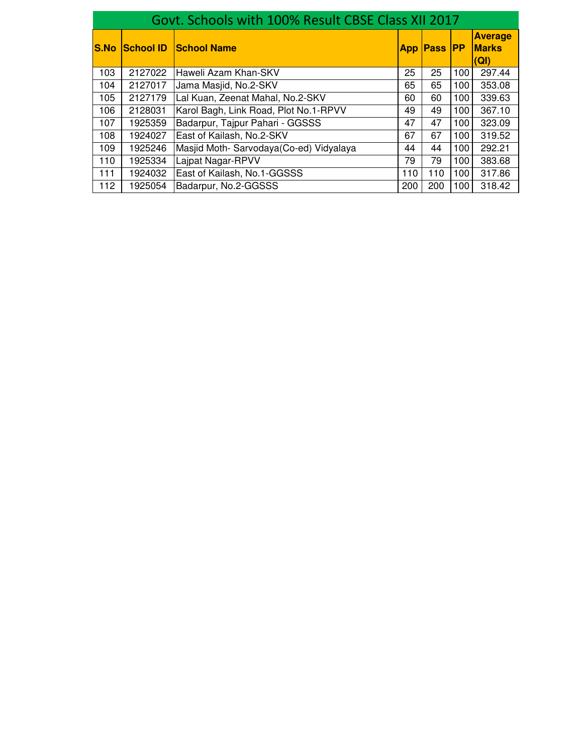# Govt. Schools with 100% Result CBSE Class XII 2017

| S.No | School ID | School Name | App | Pass | PP | Average Marks (QI) |
|---|---|---|---|---|---|---|
| 103 | 2127022 | Haweli Azam Khan-SKV | 25 | 25 | 100 | 297.44 |
| 104 | 2127017 | Jama Masjid, No.2-SKV | 65 | 65 | 100 | 353.08 |
| 105 | 2127179 | Lal Kuan, Zeenat Mahal, No.2-SKV | 60 | 60 | 100 | 339.63 |
| 106 | 2128031 | Karol Bagh, Link Road, Plot No.1-RPVV | 49 | 49 | 100 | 367.10 |
| 107 | 1925359 | Badarpur, Tajpur Pahari - GGSSS | 47 | 47 | 100 | 323.09 |
| 108 | 1924027 | East of Kailash, No.2-SKV | 67 | 67 | 100 | 319.52 |
| 109 | 1925246 | Masjid Moth- Sarvodaya(Co-ed) Vidyalaya | 44 | 44 | 100 | 292.21 |
| 110 | 1925334 | Lajpat Nagar-RPVV | 79 | 79 | 100 | 383.68 |
| 111 | 1924032 | East of Kailash, No.1-GGSSS | 110 | 110 | 100 | 317.86 |
| 112 | 1925054 | Badarpur, No.2-GGSSS | 200 | 200 | 100 | 318.42 |